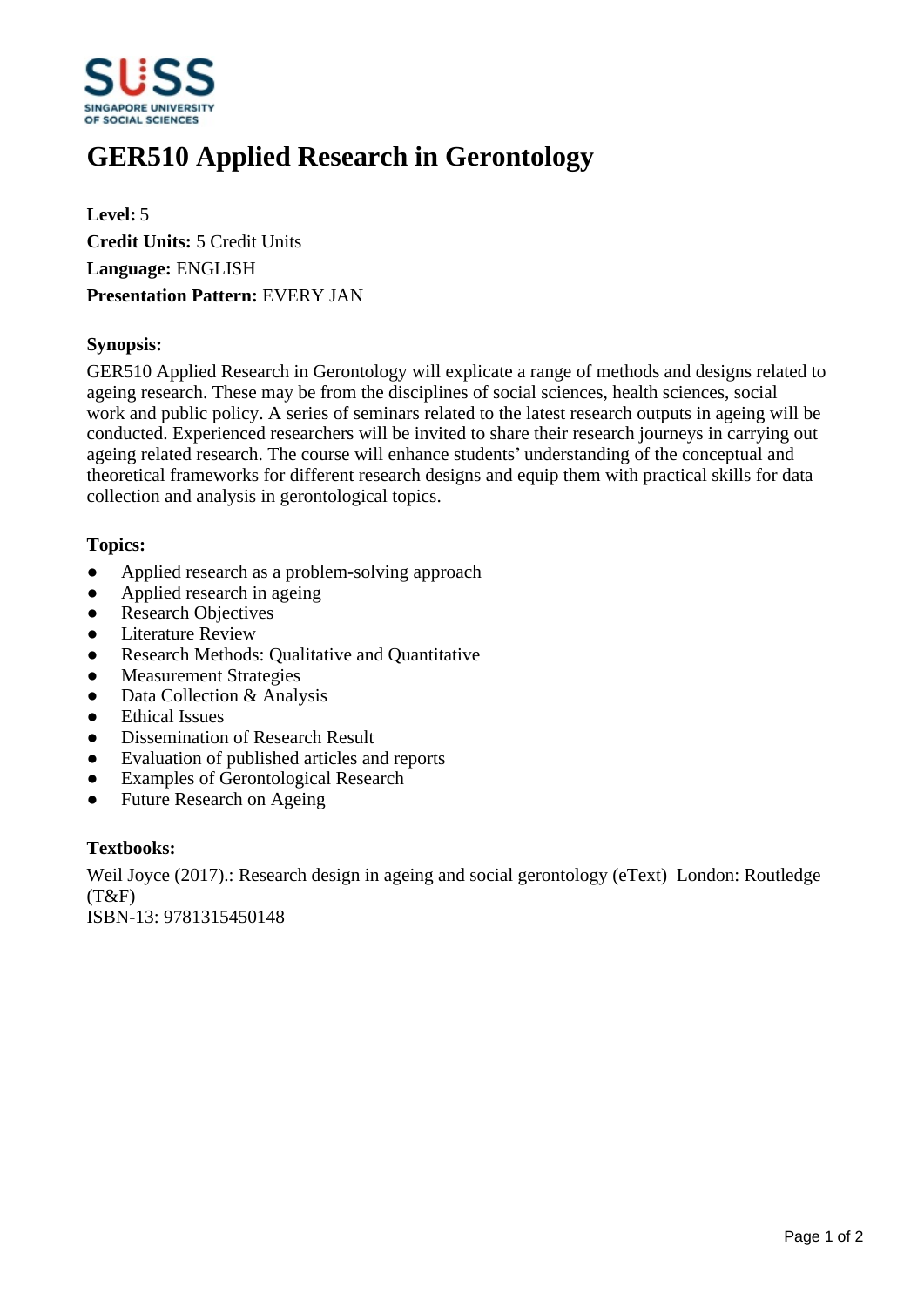# GER510 Applied Research in Gerontology

**Level:** 5
**Credit Units:** 5 Credit Units
**Language:** ENGLISH
**Presentation Pattern:** EVERY JAN

**Synopsis:**

GER510 Applied Research in Gerontology will explicate a range of methods and designs related to ageing research. These may be from the disciplines of social sciences, health sciences, social work and public policy. A series of seminars related to the latest research outputs in ageing will be conducted. Experienced researchers will be invited to share their research journeys in carrying out ageing related research. The course will enhance students' understanding of the conceptual and theoretical frameworks for different research designs and equip them with practical skills for data collection and analysis in gerontological topics.

**Topics:**

- Applied research as a problem-solving approach
- Applied research in ageing
- Research Objectives
- Literature Review
- Research Methods: Qualitative and Quantitative
- Measurement Strategies
- Data Collection & Analysis
- Ethical Issues
- Dissemination of Research Result
- Evaluation of published articles and reports
- Examples of Gerontological Research
- Future Research on Ageing

**Textbooks:**

Weil Joyce (2017).: Research design in ageing and social gerontology (eText) London: Routledge (T&F)
ISBN-13: 9781315450148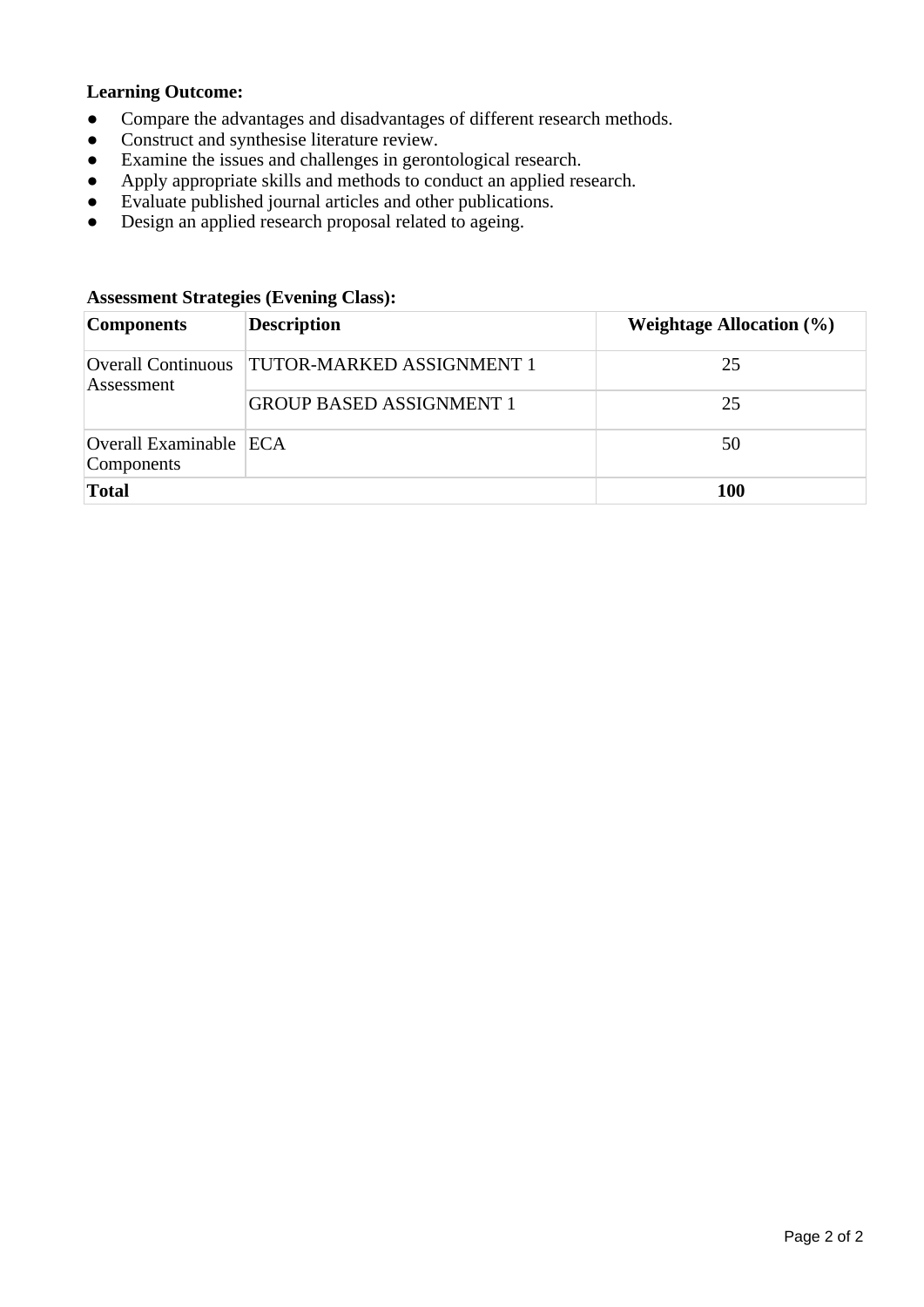**Learning Outcome:**

- Compare the advantages and disadvantages of different research methods.
- Construct and synthesise literature review.
- Examine the issues and challenges in gerontological research.
- Apply appropriate skills and methods to conduct an applied research.
- Evaluate published journal articles and other publications.
- Design an applied research proposal related to ageing.

**Assessment Strategies (Evening Class):**

| Components | Description | Weightage Allocation (%) |
|---|---|---|
| Overall Continuous Assessment | TUTOR-MARKED ASSIGNMENT 1 | 25 |
| | GROUP BASED ASSIGNMENT 1 | 25 |
| Overall Examinable Components | ECA | 50 |
| **Total** | | **100** |